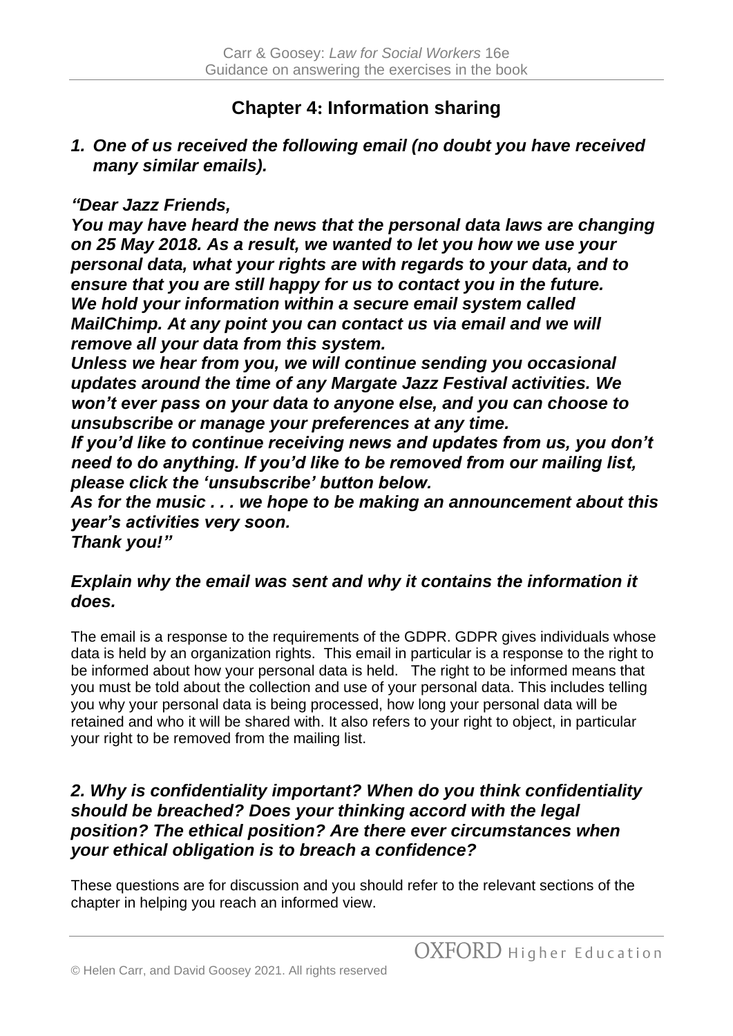## Chapter 4: Information sharing

***1. One of us received the following email (no doubt you have received many similar emails).***

***"Dear Jazz Friends,***
***You may have heard the news that the personal data laws are changing on 25 May 2018. As a result, we wanted to let you how we use your personal data, what your rights are with regards to your data, and to ensure that you are still happy for us to contact you in the future.***
***We hold your information within a secure email system called MailChimp. At any point you can contact us via email and we will remove all your data from this system.***
***Unless we hear from you, we will continue sending you occasional updates around the time of any Margate Jazz Festival activities. We won't ever pass on your data to anyone else, and you can choose to unsubscribe or manage your preferences at any time.***
***If you'd like to continue receiving news and updates from us, you don't need to do anything. If you'd like to be removed from our mailing list, please click the 'unsubscribe' button below.***
***As for the music . . . we hope to be making an announcement about this year's activities very soon.***
***Thank you!"***

***Explain why the email was sent and why it contains the information it does.***

The email is a response to the requirements of the GDPR. GDPR gives individuals whose data is held by an organization rights. This email in particular is a response to the right to be informed about how your personal data is held. The right to be informed means that you must be told about the collection and use of your personal data. This includes telling you why your personal data is being processed, how long your personal data will be retained and who it will be shared with. It also refers to your right to object, in particular your right to be removed from the mailing list.

***2. Why is confidentiality important? When do you think confidentiality should be breached? Does your thinking accord with the legal position? The ethical position? Are there ever circumstances when your ethical obligation is to breach a confidence?***

These questions are for discussion and you should refer to the relevant sections of the chapter in helping you reach an informed view.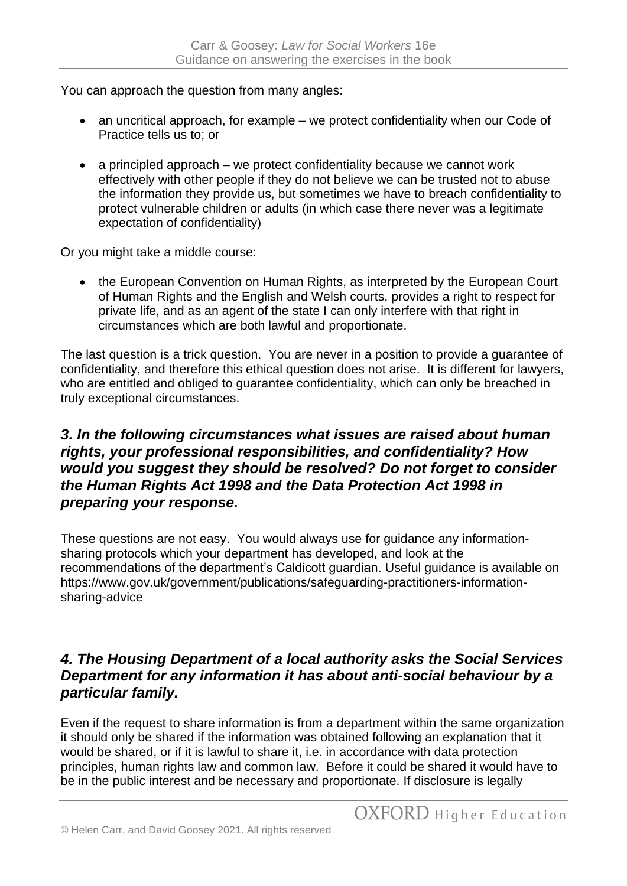You can approach the question from many angles:

- an uncritical approach, for example – we protect confidentiality when our Code of Practice tells us to; or

- a principled approach – we protect confidentiality because we cannot work effectively with other people if they do not believe we can be trusted not to abuse the information they provide us, but sometimes we have to breach confidentiality to protect vulnerable children or adults (in which case there never was a legitimate expectation of confidentiality)

Or you might take a middle course:

- the European Convention on Human Rights, as interpreted by the European Court of Human Rights and the English and Welsh courts, provides a right to respect for private life, and as an agent of the state I can only interfere with that right in circumstances which are both lawful and proportionate.

The last question is a trick question. You are never in a position to provide a guarantee of confidentiality, and therefore this ethical question does not arise. It is different for lawyers, who are entitled and obliged to guarantee confidentiality, which can only be breached in truly exceptional circumstances.

### *3. In the following circumstances what issues are raised about human rights, your professional responsibilities, and confidentiality? How would you suggest they should be resolved? Do not forget to consider the Human Rights Act 1998 and the Data Protection Act 1998 in preparing your response.*

These questions are not easy. You would always use for guidance any information-sharing protocols which your department has developed, and look at the recommendations of the department's Caldicott guardian. Useful guidance is available on https://www.gov.uk/government/publications/safeguarding-practitioners-information-sharing-advice

### *4. The Housing Department of a local authority asks the Social Services Department for any information it has about anti-social behaviour by a particular family.*

Even if the request to share information is from a department within the same organization it should only be shared if the information was obtained following an explanation that it would be shared, or if it is lawful to share it, i.e. in accordance with data protection principles, human rights law and common law. Before it could be shared it would have to be in the public interest and be necessary and proportionate. If disclosure is legally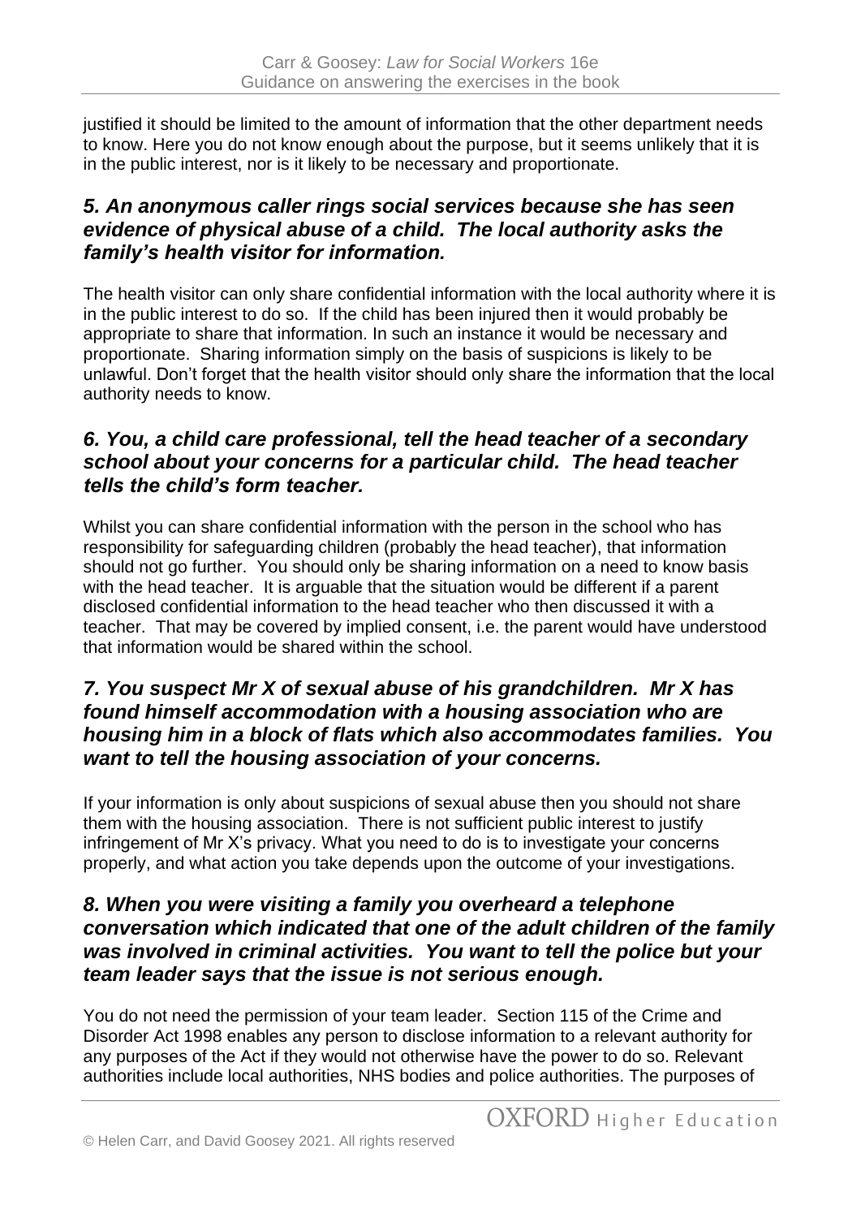justified it should be limited to the amount of information that the other department needs to know. Here you do not know enough about the purpose, but it seems unlikely that it is in the public interest, nor is it likely to be necessary and proportionate.

### *5. An anonymous caller rings social services because she has seen evidence of physical abuse of a child. The local authority asks the family's health visitor for information.*

The health visitor can only share confidential information with the local authority where it is in the public interest to do so. If the child has been injured then it would probably be appropriate to share that information. In such an instance it would be necessary and proportionate. Sharing information simply on the basis of suspicions is likely to be unlawful. Don't forget that the health visitor should only share the information that the local authority needs to know.

### *6. You, a child care professional, tell the head teacher of a secondary school about your concerns for a particular child. The head teacher tells the child's form teacher.*

Whilst you can share confidential information with the person in the school who has responsibility for safeguarding children (probably the head teacher), that information should not go further. You should only be sharing information on a need to know basis with the head teacher. It is arguable that the situation would be different if a parent disclosed confidential information to the head teacher who then discussed it with a teacher. That may be covered by implied consent, i.e. the parent would have understood that information would be shared within the school.

### *7. You suspect Mr X of sexual abuse of his grandchildren. Mr X has found himself accommodation with a housing association who are housing him in a block of flats which also accommodates families. You want to tell the housing association of your concerns.*

If your information is only about suspicions of sexual abuse then you should not share them with the housing association. There is not sufficient public interest to justify infringement of Mr X's privacy. What you need to do is to investigate your concerns properly, and what action you take depends upon the outcome of your investigations.

### *8. When you were visiting a family you overheard a telephone conversation which indicated that one of the adult children of the family was involved in criminal activities. You want to tell the police but your team leader says that the issue is not serious enough.*

You do not need the permission of your team leader. Section 115 of the Crime and Disorder Act 1998 enables any person to disclose information to a relevant authority for any purposes of the Act if they would not otherwise have the power to do so. Relevant authorities include local authorities, NHS bodies and police authorities. The purposes of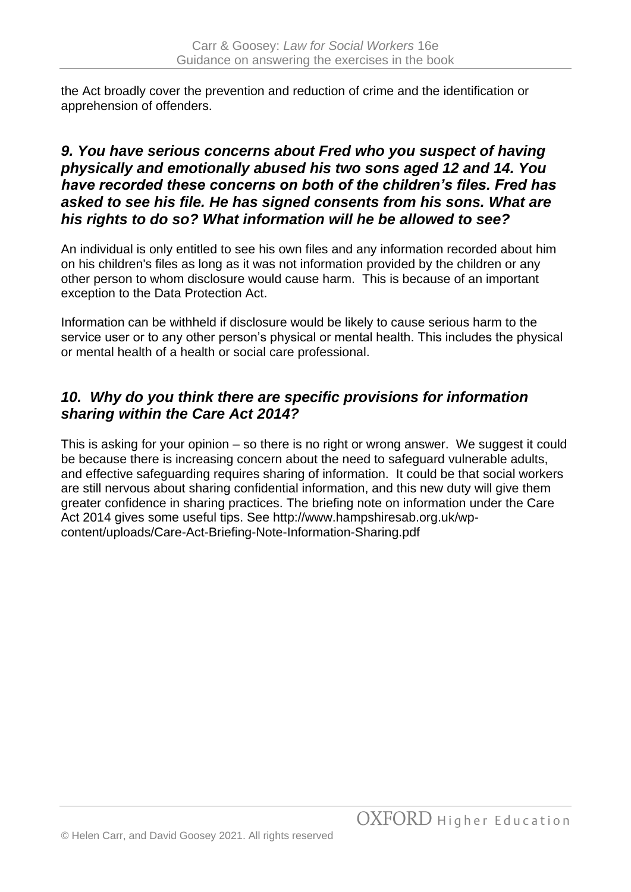the Act broadly cover the prevention and reduction of crime and the identification or apprehension of offenders.

### *9. You have serious concerns about Fred who you suspect of having physically and emotionally abused his two sons aged 12 and 14. You have recorded these concerns on both of the children's files. Fred has asked to see his file. He has signed consents from his sons. What are his rights to do so? What information will he be allowed to see?*

An individual is only entitled to see his own files and any information recorded about him on his children's files as long as it was not information provided by the children or any other person to whom disclosure would cause harm. This is because of an important exception to the Data Protection Act.

Information can be withheld if disclosure would be likely to cause serious harm to the service user or to any other person's physical or mental health. This includes the physical or mental health of a health or social care professional.

### *10. Why do you think there are specific provisions for information sharing within the Care Act 2014?*

This is asking for your opinion – so there is no right or wrong answer. We suggest it could be because there is increasing concern about the need to safeguard vulnerable adults, and effective safeguarding requires sharing of information. It could be that social workers are still nervous about sharing confidential information, and this new duty will give them greater confidence in sharing practices. The briefing note on information under the Care Act 2014 gives some useful tips. See http://www.hampshiresab.org.uk/wp-content/uploads/Care-Act-Briefing-Note-Information-Sharing.pdf